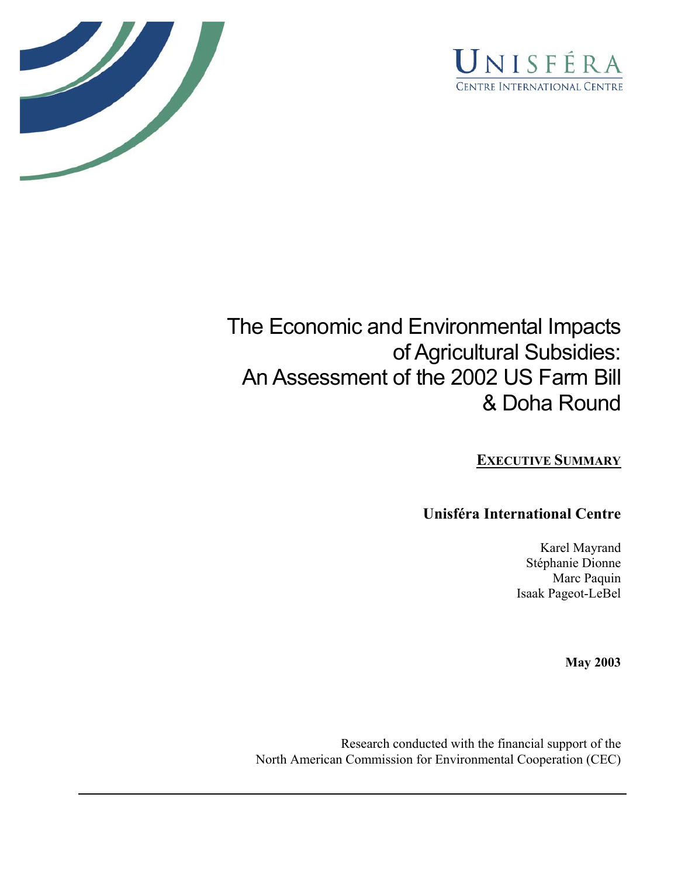Unisféra

Centre International Centre

# The Economic and Environmental Impacts of Agricultural Subsidies: An Assessment of the 2002 US Farm Bill & Doha Round

## EXECUTIVE SUMMARY

**Unisféra International Centre**

Karel Mayrand
Stéphanie Dionne
Marc Paquin
Isaak Pageot-LeBel

**May 2003**

Research conducted with the financial support of the North American Commission for Environmental Cooperation (CEC)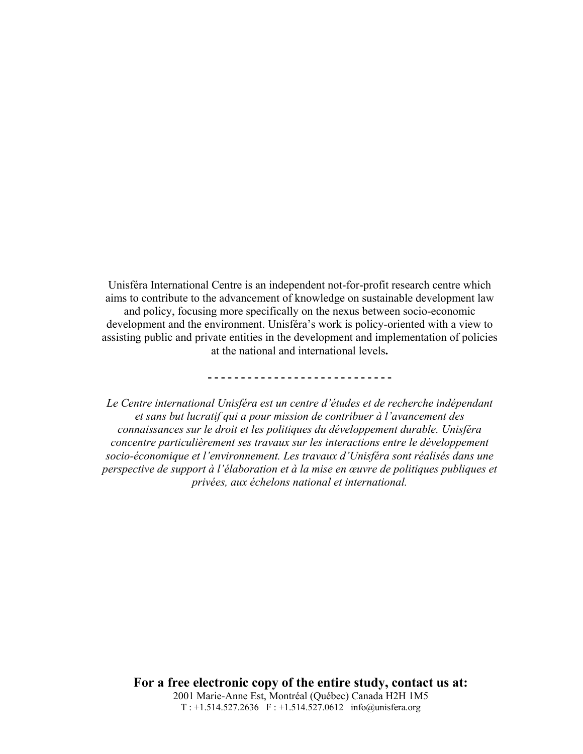Unisféra International Centre is an independent not-for-profit research centre which aims to contribute to the advancement of knowledge on sustainable development law and policy, focusing more specifically on the nexus between socio-economic development and the environment. Unisféra's work is policy-oriented with a view to assisting public and private entities in the development and implementation of policies at the national and international levels**.**

- - - - - - - - - - - - - - - - - - - - - - - - - - - -

*Le Centre international Unisféra est un centre d'études et de recherche indépendant et sans but lucratif qui a pour mission de contribuer à l'avancement des connaissances sur le droit et les politiques du développement durable. Unisféra concentre particulièrement ses travaux sur les interactions entre le développement socio-économique et l'environnement. Les travaux d'Unisféra sont réalisés dans une perspective de support à l'élaboration et à la mise en œuvre de politiques publiques et privées, aux échelons national et international.*

**For a free electronic copy of the entire study, contact us at:**

2001 Marie-Anne Est, Montréal (Québec) Canada H2H 1M5

T : +1.514.527.2636 F : +1.514.527.0612 info@unisfera.org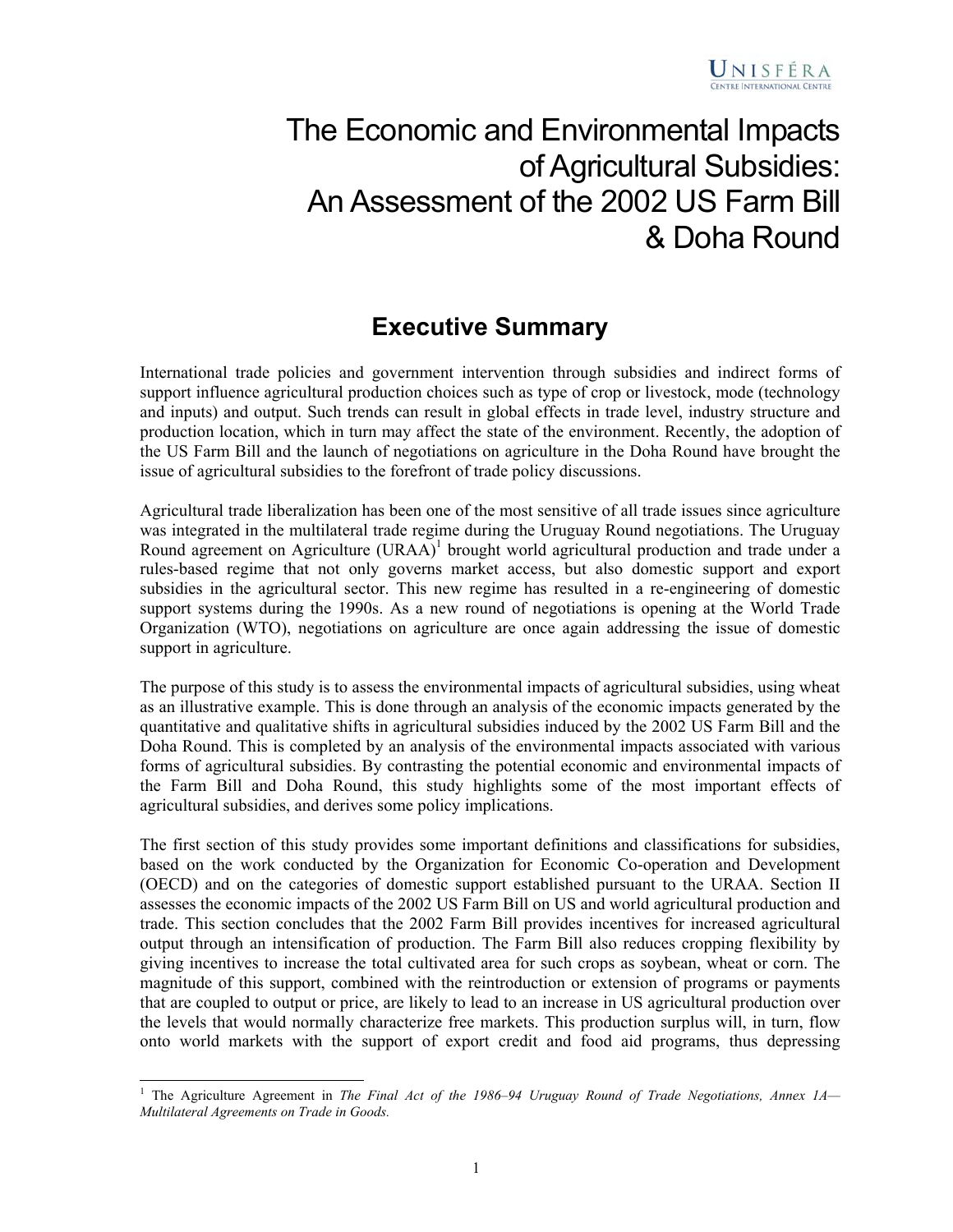# The Economic and Environmental Impacts of Agricultural Subsidies: An Assessment of the 2002 US Farm Bill & Doha Round

## Executive Summary

International trade policies and government intervention through subsidies and indirect forms of support influence agricultural production choices such as type of crop or livestock, mode (technology and inputs) and output. Such trends can result in global effects in trade level, industry structure and production location, which in turn may affect the state of the environment. Recently, the adoption of the US Farm Bill and the launch of negotiations on agriculture in the Doha Round have brought the issue of agricultural subsidies to the forefront of trade policy discussions.

Agricultural trade liberalization has been one of the most sensitive of all trade issues since agriculture was integrated in the multilateral trade regime during the Uruguay Round negotiations. The Uruguay Round agreement on Agriculture (URAA)[1] brought world agricultural production and trade under a rules-based regime that not only governs market access, but also domestic support and export subsidies in the agricultural sector. This new regime has resulted in a re-engineering of domestic support systems during the 1990s. As a new round of negotiations is opening at the World Trade Organization (WTO), negotiations on agriculture are once again addressing the issue of domestic support in agriculture.

The purpose of this study is to assess the environmental impacts of agricultural subsidies, using wheat as an illustrative example. This is done through an analysis of the economic impacts generated by the quantitative and qualitative shifts in agricultural subsidies induced by the 2002 US Farm Bill and the Doha Round. This is completed by an analysis of the environmental impacts associated with various forms of agricultural subsidies. By contrasting the potential economic and environmental impacts of the Farm Bill and Doha Round, this study highlights some of the most important effects of agricultural subsidies, and derives some policy implications.

The first section of this study provides some important definitions and classifications for subsidies, based on the work conducted by the Organization for Economic Co-operation and Development (OECD) and on the categories of domestic support established pursuant to the URAA. Section II assesses the economic impacts of the 2002 US Farm Bill on US and world agricultural production and trade. This section concludes that the 2002 Farm Bill provides incentives for increased agricultural output through an intensification of production. The Farm Bill also reduces cropping flexibility by giving incentives to increase the total cultivated area for such crops as soybean, wheat or corn. The magnitude of this support, combined with the reintroduction or extension of programs or payments that are coupled to output or price, are likely to lead to an increase in US agricultural production over the levels that would normally characterize free markets. This production surplus will, in turn, flow onto world markets with the support of export credit and food aid programs, thus depressing

[1] The Agriculture Agreement in *The Final Act of the 1986–94 Uruguay Round of Trade Negotiations, Annex 1A—Multilateral Agreements on Trade in Goods.*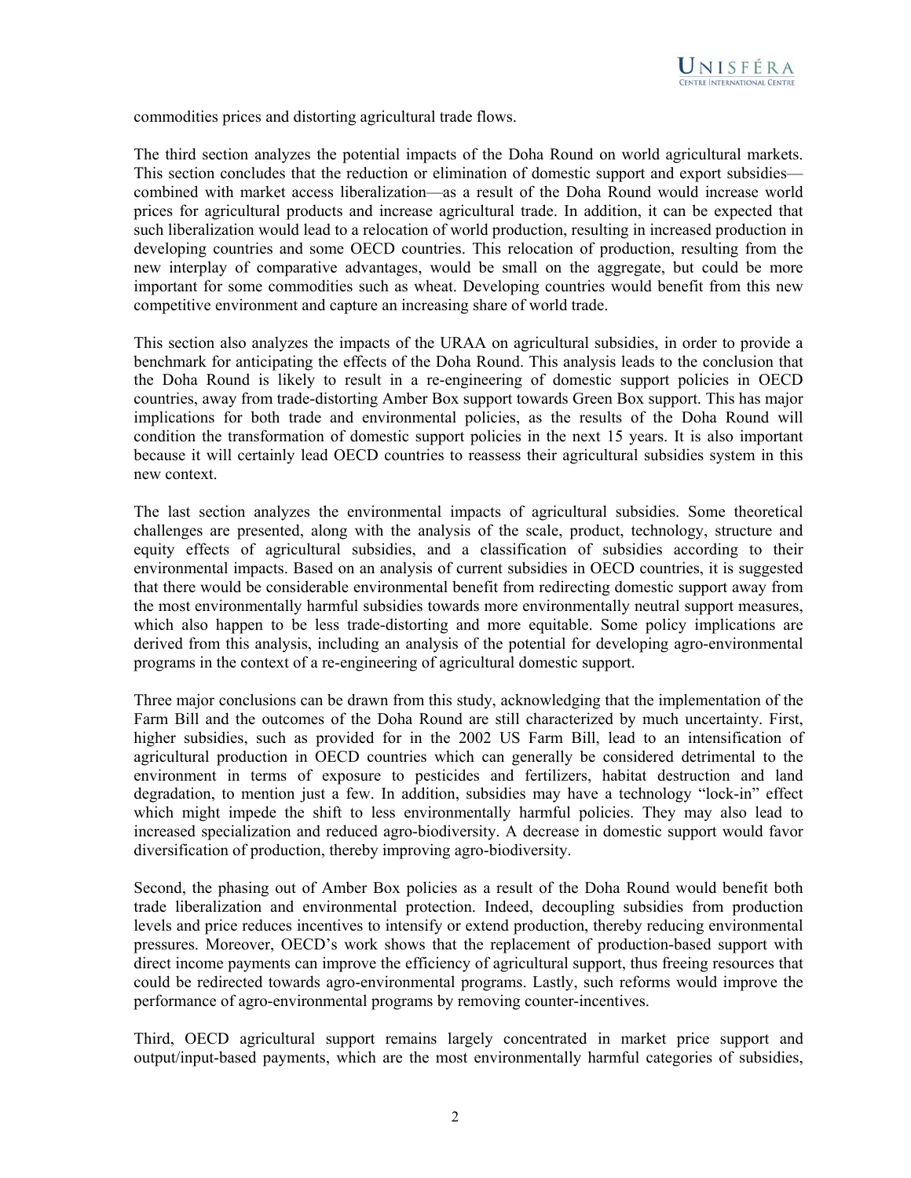commodities prices and distorting agricultural trade flows.

The third section analyzes the potential impacts of the Doha Round on world agricultural markets. This section concludes that the reduction or elimination of domestic support and export subsidies—combined with market access liberalization—as a result of the Doha Round would increase world prices for agricultural products and increase agricultural trade. In addition, it can be expected that such liberalization would lead to a relocation of world production, resulting in increased production in developing countries and some OECD countries. This relocation of production, resulting from the new interplay of comparative advantages, would be small on the aggregate, but could be more important for some commodities such as wheat. Developing countries would benefit from this new competitive environment and capture an increasing share of world trade.

This section also analyzes the impacts of the URAA on agricultural subsidies, in order to provide a benchmark for anticipating the effects of the Doha Round. This analysis leads to the conclusion that the Doha Round is likely to result in a re-engineering of domestic support policies in OECD countries, away from trade-distorting Amber Box support towards Green Box support. This has major implications for both trade and environmental policies, as the results of the Doha Round will condition the transformation of domestic support policies in the next 15 years. It is also important because it will certainly lead OECD countries to reassess their agricultural subsidies system in this new context.

The last section analyzes the environmental impacts of agricultural subsidies. Some theoretical challenges are presented, along with the analysis of the scale, product, technology, structure and equity effects of agricultural subsidies, and a classification of subsidies according to their environmental impacts. Based on an analysis of current subsidies in OECD countries, it is suggested that there would be considerable environmental benefit from redirecting domestic support away from the most environmentally harmful subsidies towards more environmentally neutral support measures, which also happen to be less trade-distorting and more equitable. Some policy implications are derived from this analysis, including an analysis of the potential for developing agro-environmental programs in the context of a re-engineering of agricultural domestic support.

Three major conclusions can be drawn from this study, acknowledging that the implementation of the Farm Bill and the outcomes of the Doha Round are still characterized by much uncertainty. First, higher subsidies, such as provided for in the 2002 US Farm Bill, lead to an intensification of agricultural production in OECD countries which can generally be considered detrimental to the environment in terms of exposure to pesticides and fertilizers, habitat destruction and land degradation, to mention just a few. In addition, subsidies may have a technology "lock-in" effect which might impede the shift to less environmentally harmful policies. They may also lead to increased specialization and reduced agro-biodiversity. A decrease in domestic support would favor diversification of production, thereby improving agro-biodiversity.

Second, the phasing out of Amber Box policies as a result of the Doha Round would benefit both trade liberalization and environmental protection. Indeed, decoupling subsidies from production levels and price reduces incentives to intensify or extend production, thereby reducing environmental pressures. Moreover, OECD's work shows that the replacement of production-based support with direct income payments can improve the efficiency of agricultural support, thus freeing resources that could be redirected towards agro-environmental programs. Lastly, such reforms would improve the performance of agro-environmental programs by removing counter-incentives.

Third, OECD agricultural support remains largely concentrated in market price support and output/input-based payments, which are the most environmentally harmful categories of subsidies,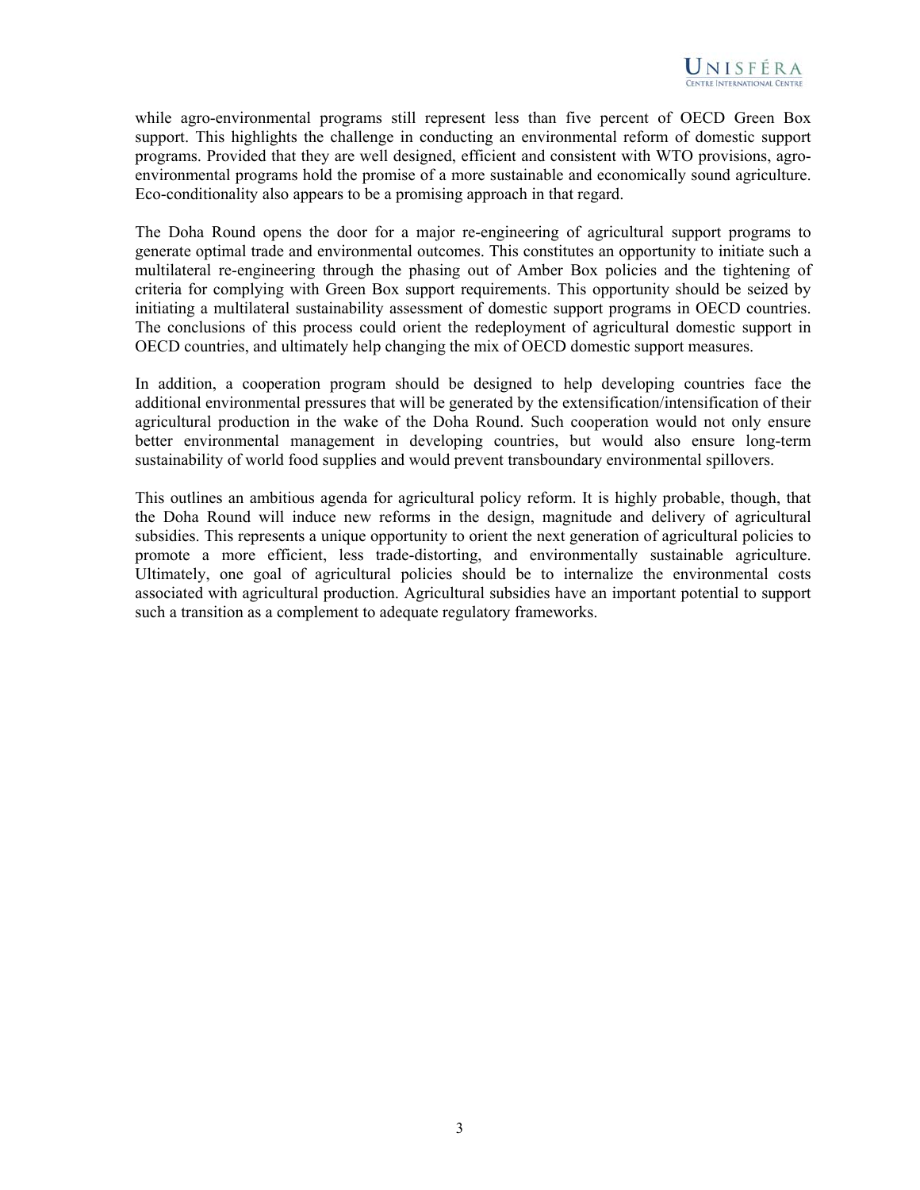while agro-environmental programs still represent less than five percent of OECD Green Box support. This highlights the challenge in conducting an environmental reform of domestic support programs. Provided that they are well designed, efficient and consistent with WTO provisions, agro-environmental programs hold the promise of a more sustainable and economically sound agriculture. Eco-conditionality also appears to be a promising approach in that regard.

The Doha Round opens the door for a major re-engineering of agricultural support programs to generate optimal trade and environmental outcomes. This constitutes an opportunity to initiate such a multilateral re-engineering through the phasing out of Amber Box policies and the tightening of criteria for complying with Green Box support requirements. This opportunity should be seized by initiating a multilateral sustainability assessment of domestic support programs in OECD countries. The conclusions of this process could orient the redeployment of agricultural domestic support in OECD countries, and ultimately help changing the mix of OECD domestic support measures.

In addition, a cooperation program should be designed to help developing countries face the additional environmental pressures that will be generated by the extensification/intensification of their agricultural production in the wake of the Doha Round. Such cooperation would not only ensure better environmental management in developing countries, but would also ensure long-term sustainability of world food supplies and would prevent transboundary environmental spillovers.

This outlines an ambitious agenda for agricultural policy reform. It is highly probable, though, that the Doha Round will induce new reforms in the design, magnitude and delivery of agricultural subsidies. This represents a unique opportunity to orient the next generation of agricultural policies to promote a more efficient, less trade-distorting, and environmentally sustainable agriculture. Ultimately, one goal of agricultural policies should be to internalize the environmental costs associated with agricultural production. Agricultural subsidies have an important potential to support such a transition as a complement to adequate regulatory frameworks.